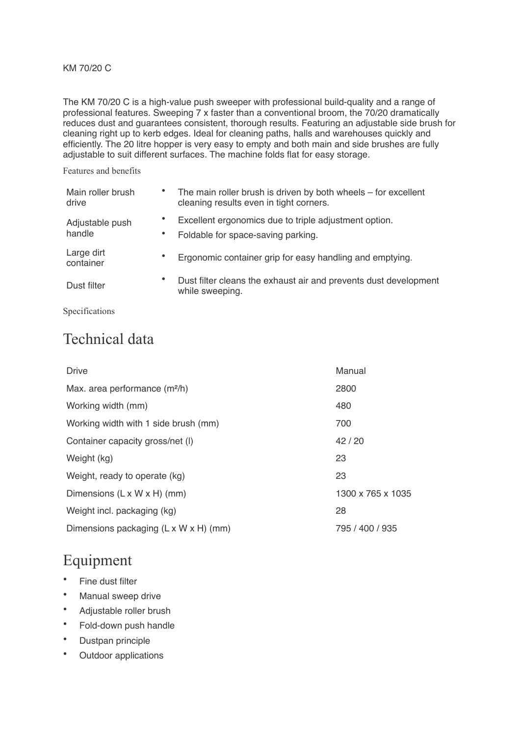KM 70/20 C

The KM 70/20 C is a high-value push sweeper with professional build-quality and a range of professional features. Sweeping 7 x faster than a conventional broom, the 70/20 dramatically reduces dust and guarantees consistent, thorough results. Featuring an adjustable side brush for cleaning right up to kerb edges. Ideal for cleaning paths, halls and warehouses quickly and efficiently. The 20 litre hopper is very easy to empty and both main and side brushes are fully adjustable to suit different surfaces. The machine folds flat for easy storage.

Features and benefits

| | |
|---|---|
| Main roller brush drive | • The main roller brush is driven by both wheels – for excellent cleaning results even in tight corners. |
| Adjustable push handle | • Excellent ergonomics due to triple adjustment option.<br>• Foldable for space-saving parking. |
| Large dirt container | • Ergonomic container grip for easy handling and emptying. |
| Dust filter | • Dust filter cleans the exhaust air and prevents dust development while sweeping. |

Specifications

# Technical data

| | |
|---|---|
| Drive | Manual |
| Max. area performance (m²/h) | 2800 |
| Working width (mm) | 480 |
| Working width with 1 side brush (mm) | 700 |
| Container capacity gross/net (l) | 42 / 20 |
| Weight (kg) | 23 |
| Weight, ready to operate (kg) | 23 |
| Dimensions (L x W x H) (mm) | 1300 x 765 x 1035 |
| Weight incl. packaging (kg) | 28 |
| Dimensions packaging (L x W x H) (mm) | 795 / 400 / 935 |

# Equipment

- Fine dust filter
- Manual sweep drive
- Adjustable roller brush
- Fold-down push handle
- Dustpan principle
- Outdoor applications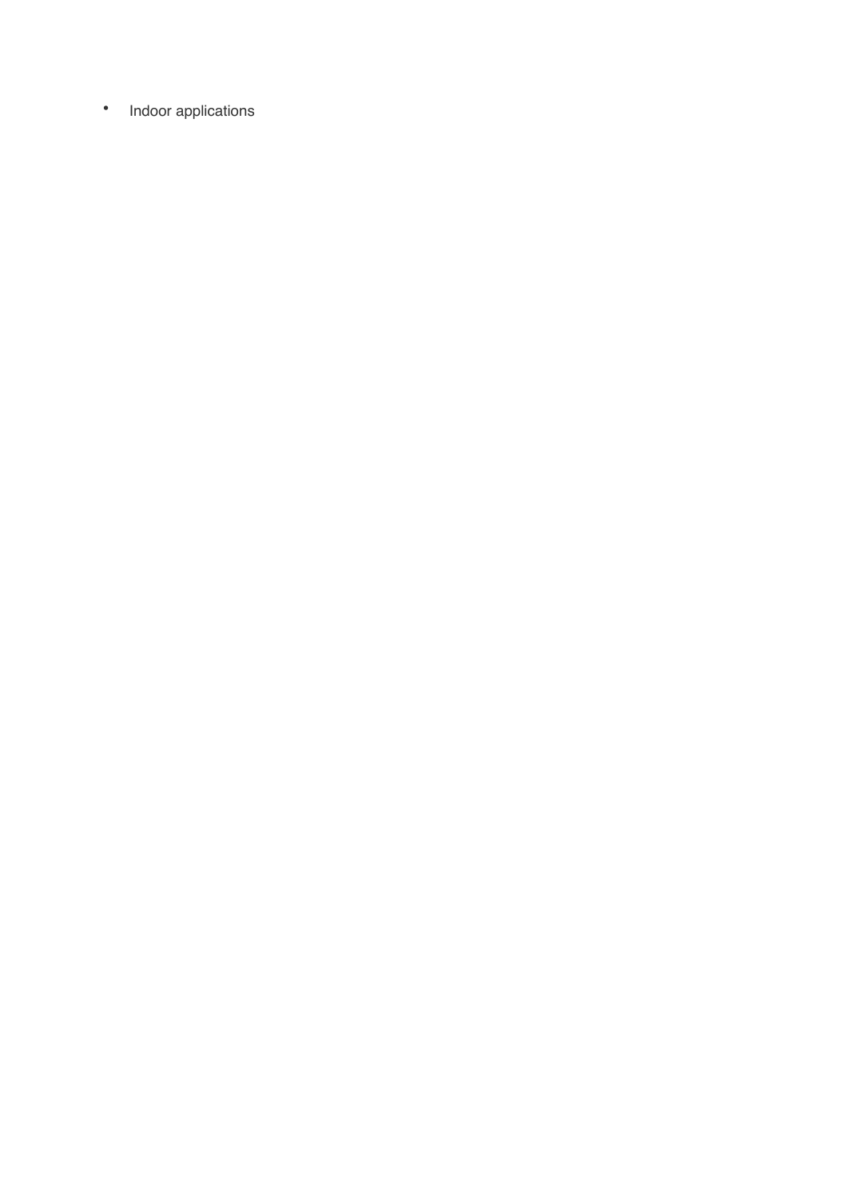- Indoor applications